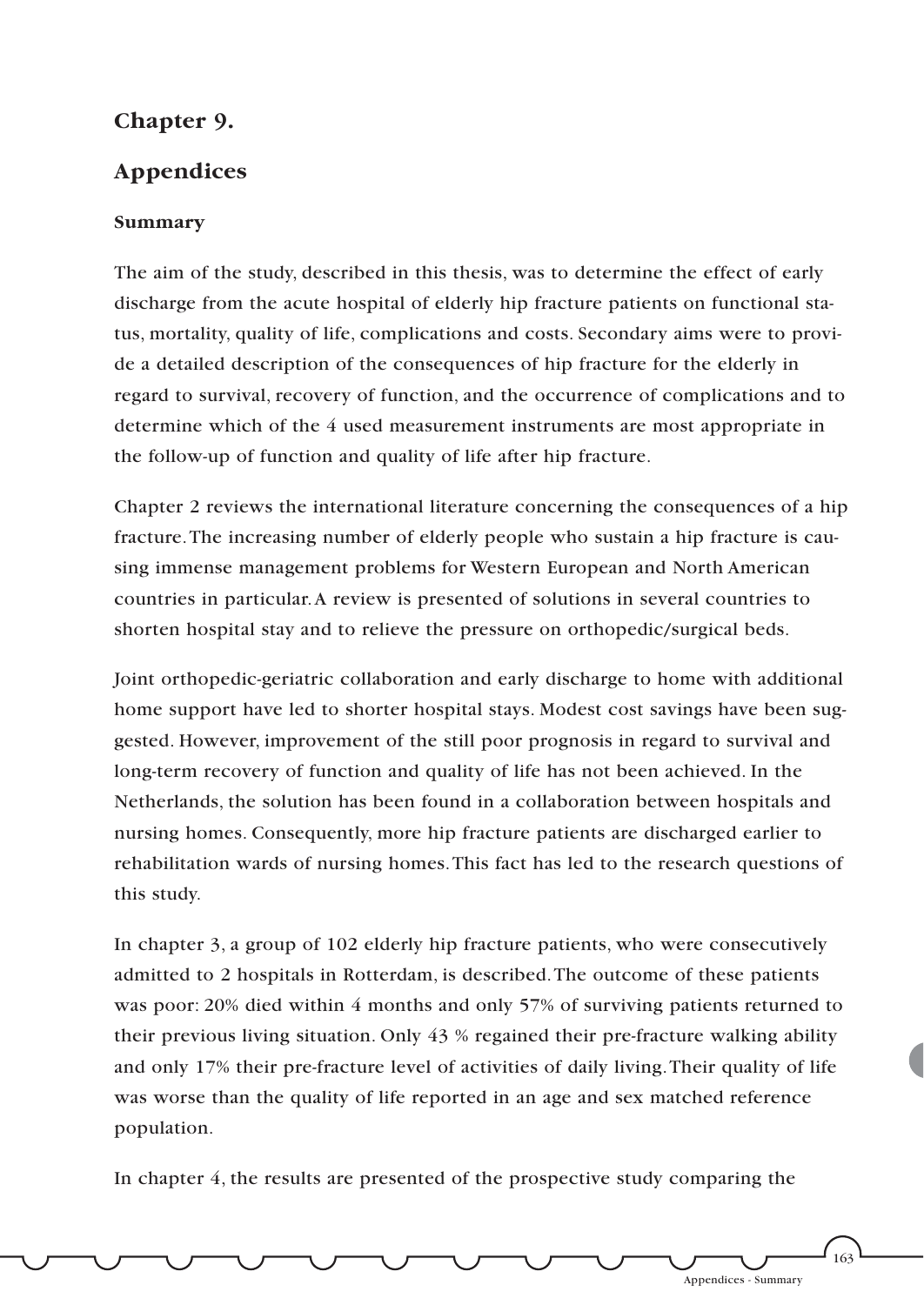## Chapter 9.

## Appendices

### Summary

The aim of the study, described in this thesis, was to determine the effect of early discharge from the acute hospital of elderly hip fracture patients on functional status, mortality, quality of life, complications and costs. Secondary aims were to provide a detailed description of the consequences of hip fracture for the elderly in regard to survival, recovery of function, and the occurrence of complications and to determine which of the 4 used measurement instruments are most appropriate in the follow-up of function and quality of life after hip fracture.

Chapter 2 reviews the international literature concerning the consequences of a hip fracture. The increasing number of elderly people who sustain a hip fracture is causing immense management problems for Western European and North American countries in particular. A review is presented of solutions in several countries to shorten hospital stay and to relieve the pressure on orthopedic/surgical beds.

Joint orthopedic-geriatric collaboration and early discharge to home with additional home support have led to shorter hospital stays. Modest cost savings have been suggested. However, improvement of the still poor prognosis in regard to survival and long-term recovery of function and quality of life has not been achieved. In the Netherlands, the solution has been found in a collaboration between hospitals and nursing homes. Consequently, more hip fracture patients are discharged earlier to rehabilitation wards of nursing homes. This fact has led to the research questions of this study.

In chapter 3, a group of 102 elderly hip fracture patients, who were consecutively admitted to 2 hospitals in Rotterdam, is described. The outcome of these patients was poor: 20% died within 4 months and only 57% of surviving patients returned to their previous living situation. Only 43 % regained their pre-fracture walking ability and only 17% their pre-fracture level of activities of daily living. Their quality of life was worse than the quality of life reported in an age and sex matched reference population.

In chapter 4, the results are presented of the prospective study comparing the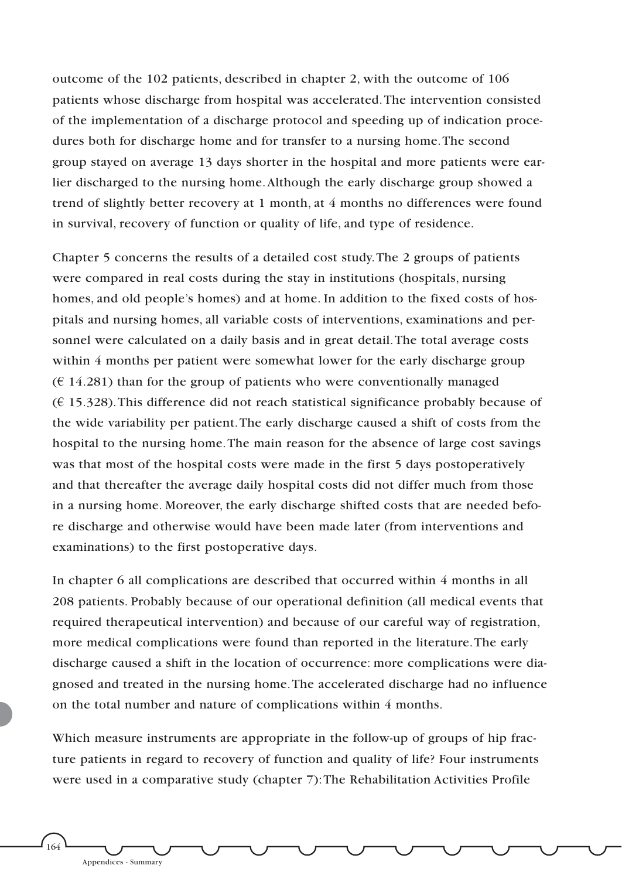outcome of the 102 patients, described in chapter 2, with the outcome of 106 patients whose discharge from hospital was accelerated. The intervention consisted of the implementation of a discharge protocol and speeding up of indication procedures both for discharge home and for transfer to a nursing home. The second group stayed on average 13 days shorter in the hospital and more patients were earlier discharged to the nursing home. Although the early discharge group showed a trend of slightly better recovery at 1 month, at 4 months no differences were found in survival, recovery of function or quality of life, and type of residence.

Chapter 5 concerns the results of a detailed cost study. The 2 groups of patients were compared in real costs during the stay in institutions (hospitals, nursing homes, and old people's homes) and at home. In addition to the fixed costs of hospitals and nursing homes, all variable costs of interventions, examinations and personnel were calculated on a daily basis and in great detail. The total average costs within 4 months per patient were somewhat lower for the early discharge group (€ 14.281) than for the group of patients who were conventionally managed (€ 15.328). This difference did not reach statistical significance probably because of the wide variability per patient. The early discharge caused a shift of costs from the hospital to the nursing home. The main reason for the absence of large cost savings was that most of the hospital costs were made in the first 5 days postoperatively and that thereafter the average daily hospital costs did not differ much from those in a nursing home. Moreover, the early discharge shifted costs that are needed before discharge and otherwise would have been made later (from interventions and examinations) to the first postoperative days.

In chapter 6 all complications are described that occurred within 4 months in all 208 patients. Probably because of our operational definition (all medical events that required therapeutical intervention) and because of our careful way of registration, more medical complications were found than reported in the literature. The early discharge caused a shift in the location of occurrence: more complications were diagnosed and treated in the nursing home. The accelerated discharge had no influence on the total number and nature of complications within 4 months.

Which measure instruments are appropriate in the follow-up of groups of hip fracture patients in regard to recovery of function and quality of life? Four instruments were used in a comparative study (chapter 7): The Rehabilitation Activities Profile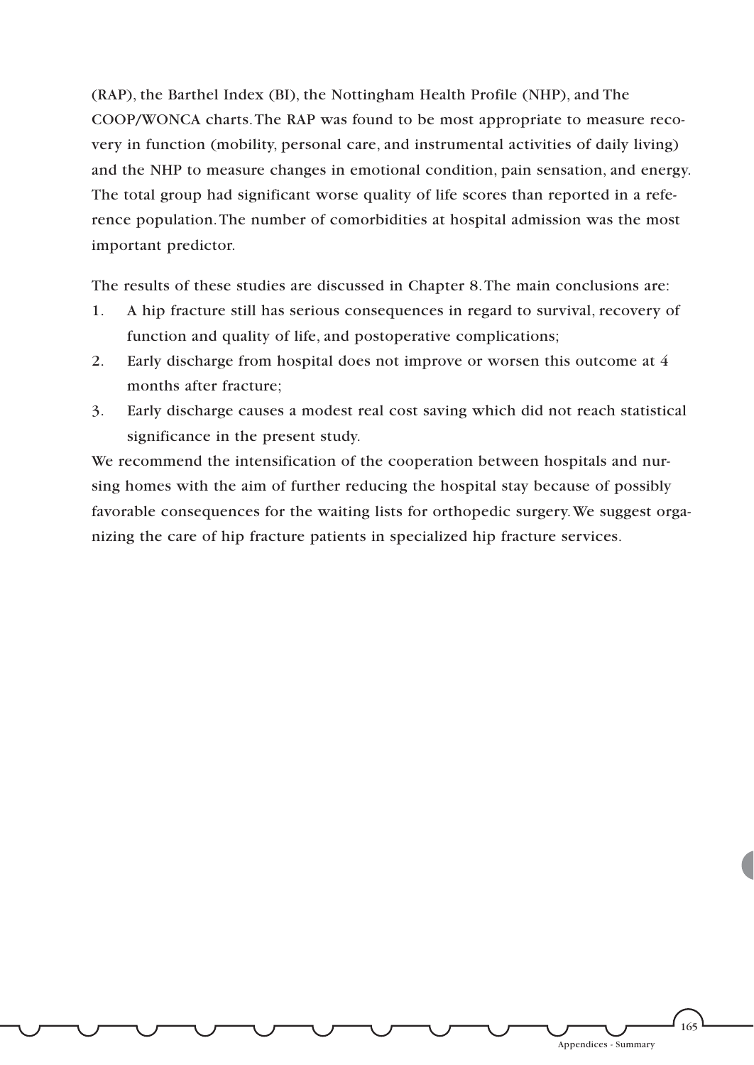(RAP), the Barthel Index (BI), the Nottingham Health Profile (NHP), and The COOP/WONCA charts. The RAP was found to be most appropriate to measure recovery in function (mobility, personal care, and instrumental activities of daily living) and the NHP to measure changes in emotional condition, pain sensation, and energy. The total group had significant worse quality of life scores than reported in a reference population. The number of comorbidities at hospital admission was the most important predictor.

The results of these studies are discussed in Chapter 8. The main conclusions are:

1. A hip fracture still has serious consequences in regard to survival, recovery of function and quality of life, and postoperative complications;
2. Early discharge from hospital does not improve or worsen this outcome at 4 months after fracture;
3. Early discharge causes a modest real cost saving which did not reach statistical significance in the present study.

We recommend the intensification of the cooperation between hospitals and nursing homes with the aim of further reducing the hospital stay because of possibly favorable consequences for the waiting lists for orthopedic surgery. We suggest organizing the care of hip fracture patients in specialized hip fracture services.